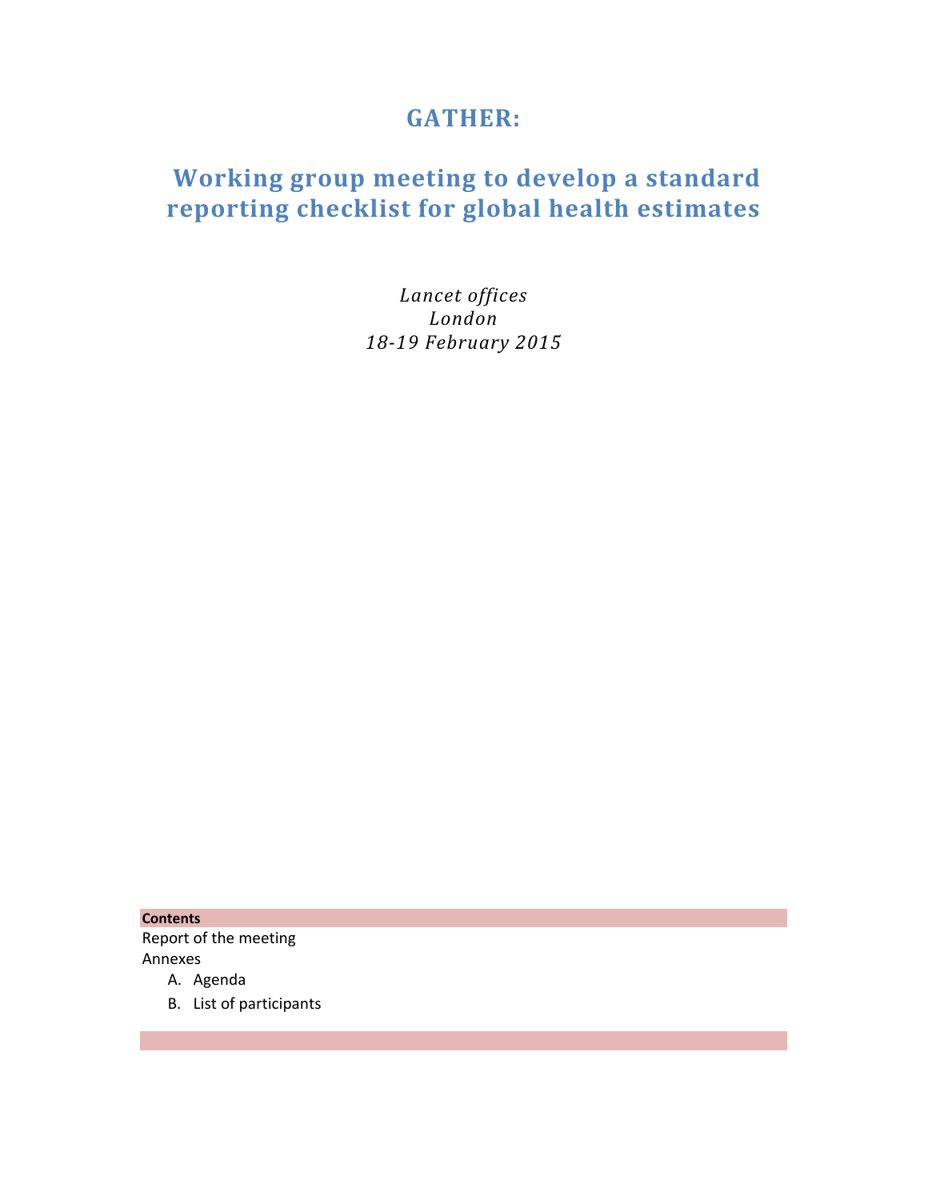# GATHER:

# Working group meeting to develop a standard reporting checklist for global health estimates

*Lancet offices*
*London*
*18-19 February 2015*

**Contents**

Report of the meeting
Annexes

A. Agenda
B. List of participants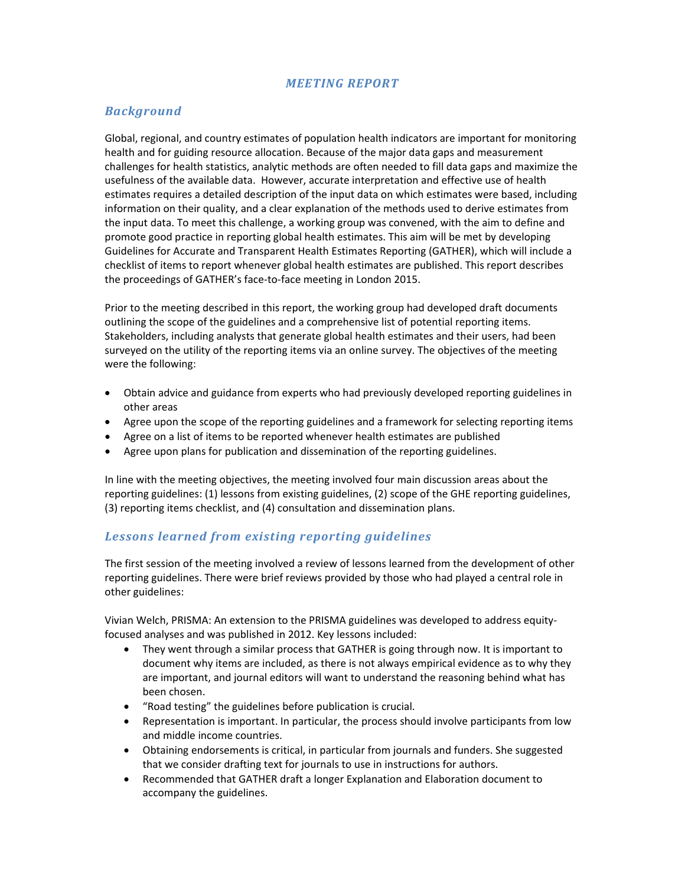# *MEETING REPORT*

## *Background*

Global, regional, and country estimates of population health indicators are important for monitoring health and for guiding resource allocation. Because of the major data gaps and measurement challenges for health statistics, analytic methods are often needed to fill data gaps and maximize the usefulness of the available data. However, accurate interpretation and effective use of health estimates requires a detailed description of the input data on which estimates were based, including information on their quality, and a clear explanation of the methods used to derive estimates from the input data. To meet this challenge, a working group was convened, with the aim to define and promote good practice in reporting global health estimates. This aim will be met by developing Guidelines for Accurate and Transparent Health Estimates Reporting (GATHER), which will include a checklist of items to report whenever global health estimates are published. This report describes the proceedings of GATHER's face-to-face meeting in London 2015.

Prior to the meeting described in this report, the working group had developed draft documents outlining the scope of the guidelines and a comprehensive list of potential reporting items. Stakeholders, including analysts that generate global health estimates and their users, had been surveyed on the utility of the reporting items via an online survey. The objectives of the meeting were the following:

- Obtain advice and guidance from experts who had previously developed reporting guidelines in other areas
- Agree upon the scope of the reporting guidelines and a framework for selecting reporting items
- Agree on a list of items to be reported whenever health estimates are published
- Agree upon plans for publication and dissemination of the reporting guidelines.

In line with the meeting objectives, the meeting involved four main discussion areas about the reporting guidelines: (1) lessons from existing guidelines, (2) scope of the GHE reporting guidelines, (3) reporting items checklist, and (4) consultation and dissemination plans.

## *Lessons learned from existing reporting guidelines*

The first session of the meeting involved a review of lessons learned from the development of other reporting guidelines. There were brief reviews provided by those who had played a central role in other guidelines:

Vivian Welch, PRISMA: An extension to the PRISMA guidelines was developed to address equity-focused analyses and was published in 2012. Key lessons included:

- They went through a similar process that GATHER is going through now. It is important to document why items are included, as there is not always empirical evidence as to why they are important, and journal editors will want to understand the reasoning behind what has been chosen.
- "Road testing" the guidelines before publication is crucial.
- Representation is important. In particular, the process should involve participants from low and middle income countries.
- Obtaining endorsements is critical, in particular from journals and funders. She suggested that we consider drafting text for journals to use in instructions for authors.
- Recommended that GATHER draft a longer Explanation and Elaboration document to accompany the guidelines.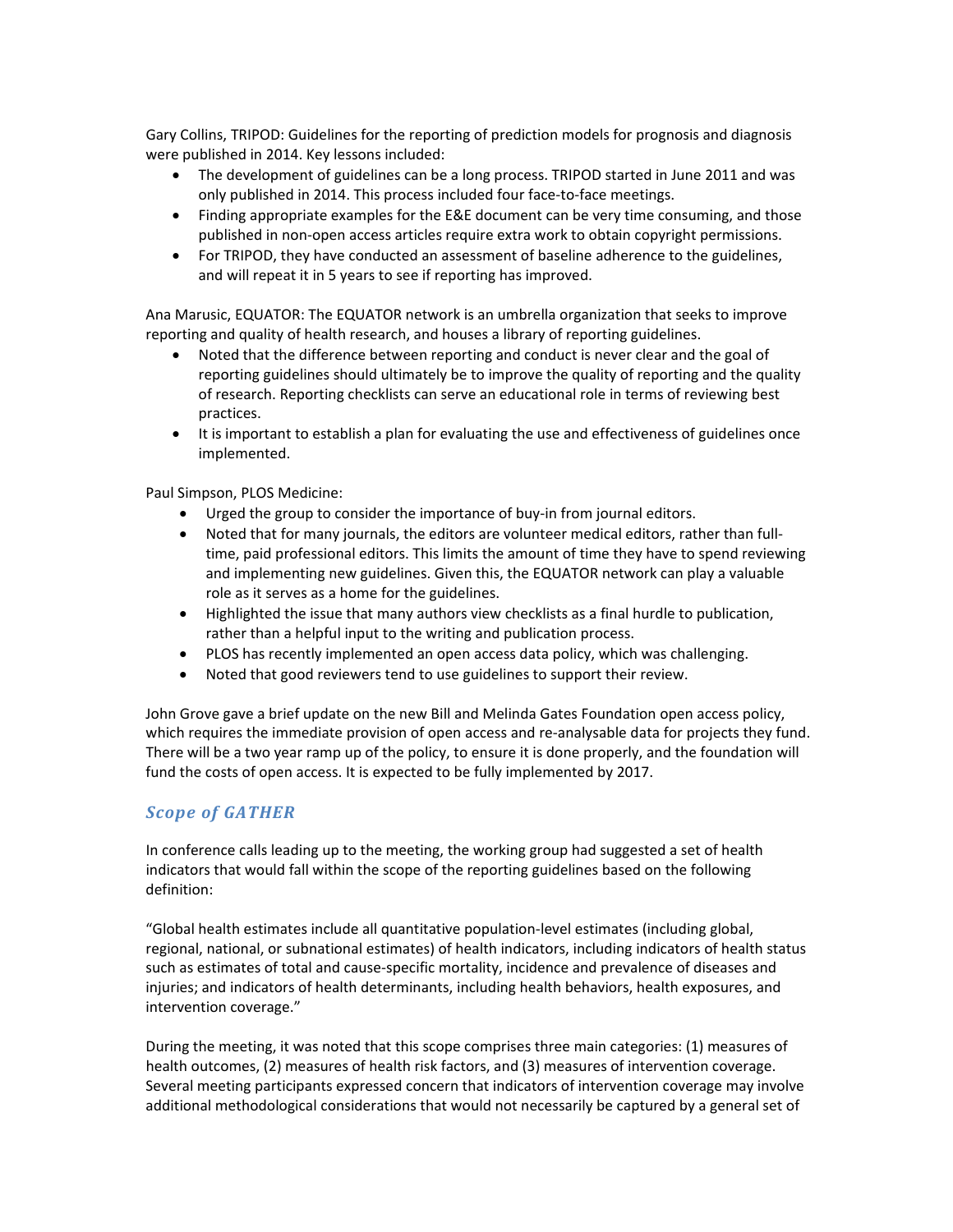Gary Collins, TRIPOD: Guidelines for the reporting of prediction models for prognosis and diagnosis were published in 2014. Key lessons included:

- The development of guidelines can be a long process. TRIPOD started in June 2011 and was only published in 2014. This process included four face-to-face meetings.
- Finding appropriate examples for the E&E document can be very time consuming, and those published in non-open access articles require extra work to obtain copyright permissions.
- For TRIPOD, they have conducted an assessment of baseline adherence to the guidelines, and will repeat it in 5 years to see if reporting has improved.

Ana Marusic, EQUATOR: The EQUATOR network is an umbrella organization that seeks to improve reporting and quality of health research, and houses a library of reporting guidelines.

- Noted that the difference between reporting and conduct is never clear and the goal of reporting guidelines should ultimately be to improve the quality of reporting and the quality of research. Reporting checklists can serve an educational role in terms of reviewing best practices.
- It is important to establish a plan for evaluating the use and effectiveness of guidelines once implemented.

Paul Simpson, PLOS Medicine:

- Urged the group to consider the importance of buy-in from journal editors.
- Noted that for many journals, the editors are volunteer medical editors, rather than full-time, paid professional editors. This limits the amount of time they have to spend reviewing and implementing new guidelines. Given this, the EQUATOR network can play a valuable role as it serves as a home for the guidelines.
- Highlighted the issue that many authors view checklists as a final hurdle to publication, rather than a helpful input to the writing and publication process.
- PLOS has recently implemented an open access data policy, which was challenging.
- Noted that good reviewers tend to use guidelines to support their review.

John Grove gave a brief update on the new Bill and Melinda Gates Foundation open access policy, which requires the immediate provision of open access and re-analysable data for projects they fund. There will be a two year ramp up of the policy, to ensure it is done properly, and the foundation will fund the costs of open access. It is expected to be fully implemented by 2017.

## *Scope of GATHER*

In conference calls leading up to the meeting, the working group had suggested a set of health indicators that would fall within the scope of the reporting guidelines based on the following definition:

"Global health estimates include all quantitative population-level estimates (including global, regional, national, or subnational estimates) of health indicators, including indicators of health status such as estimates of total and cause-specific mortality, incidence and prevalence of diseases and injuries; and indicators of health determinants, including health behaviors, health exposures, and intervention coverage."

During the meeting, it was noted that this scope comprises three main categories: (1) measures of health outcomes, (2) measures of health risk factors, and (3) measures of intervention coverage. Several meeting participants expressed concern that indicators of intervention coverage may involve additional methodological considerations that would not necessarily be captured by a general set of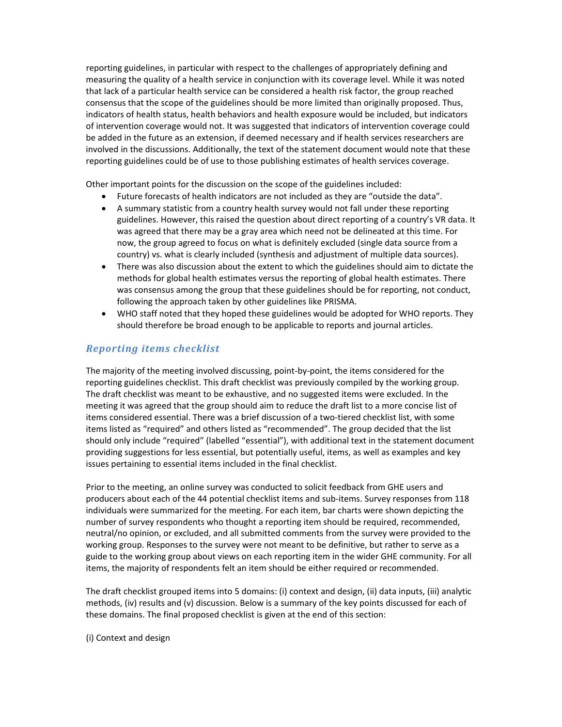reporting guidelines, in particular with respect to the challenges of appropriately defining and measuring the quality of a health service in conjunction with its coverage level. While it was noted that lack of a particular health service can be considered a health risk factor, the group reached consensus that the scope of the guidelines should be more limited than originally proposed. Thus, indicators of health status, health behaviors and health exposure would be included, but indicators of intervention coverage would not. It was suggested that indicators of intervention coverage could be added in the future as an extension, if deemed necessary and if health services researchers are involved in the discussions. Additionally, the text of the statement document would note that these reporting guidelines could be of use to those publishing estimates of health services coverage.

Other important points for the discussion on the scope of the guidelines included:

- Future forecasts of health indicators are not included as they are "outside the data".
- A summary statistic from a country health survey would not fall under these reporting guidelines. However, this raised the question about direct reporting of a country's VR data. It was agreed that there may be a gray area which need not be delineated at this time. For now, the group agreed to focus on what is definitely excluded (single data source from a country) vs. what is clearly included (synthesis and adjustment of multiple data sources).
- There was also discussion about the extent to which the guidelines should aim to dictate the methods for global health estimates versus the reporting of global health estimates. There was consensus among the group that these guidelines should be for reporting, not conduct, following the approach taken by other guidelines like PRISMA.
- WHO staff noted that they hoped these guidelines would be adopted for WHO reports. They should therefore be broad enough to be applicable to reports and journal articles.

## *Reporting items checklist*

The majority of the meeting involved discussing, point-by-point, the items considered for the reporting guidelines checklist. This draft checklist was previously compiled by the working group. The draft checklist was meant to be exhaustive, and no suggested items were excluded. In the meeting it was agreed that the group should aim to reduce the draft list to a more concise list of items considered essential. There was a brief discussion of a two-tiered checklist list, with some items listed as "required" and others listed as "recommended". The group decided that the list should only include "required" (labelled "essential"), with additional text in the statement document providing suggestions for less essential, but potentially useful, items, as well as examples and key issues pertaining to essential items included in the final checklist.

Prior to the meeting, an online survey was conducted to solicit feedback from GHE users and producers about each of the 44 potential checklist items and sub-items. Survey responses from 118 individuals were summarized for the meeting. For each item, bar charts were shown depicting the number of survey respondents who thought a reporting item should be required, recommended, neutral/no opinion, or excluded, and all submitted comments from the survey were provided to the working group. Responses to the survey were not meant to be definitive, but rather to serve as a guide to the working group about views on each reporting item in the wider GHE community. For all items, the majority of respondents felt an item should be either required or recommended.

The draft checklist grouped items into 5 domains: (i) context and design, (ii) data inputs, (iii) analytic methods, (iv) results and (v) discussion. Below is a summary of the key points discussed for each of these domains. The final proposed checklist is given at the end of this section:

(i) Context and design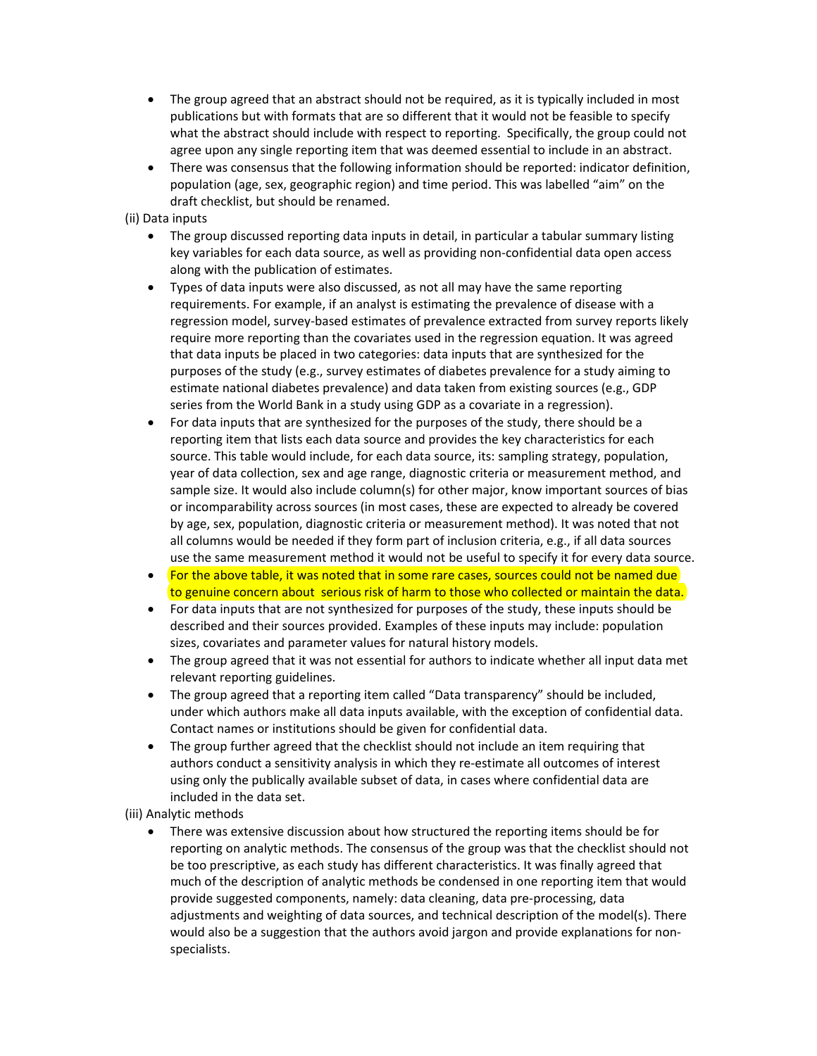- The group agreed that an abstract should not be required, as it is typically included in most publications but with formats that are so different that it would not be feasible to specify what the abstract should include with respect to reporting. Specifically, the group could not agree upon any single reporting item that was deemed essential to include in an abstract.
- There was consensus that the following information should be reported: indicator definition, population (age, sex, geographic region) and time period. This was labelled "aim" on the draft checklist, but should be renamed.

(ii) Data inputs

- The group discussed reporting data inputs in detail, in particular a tabular summary listing key variables for each data source, as well as providing non-confidential data open access along with the publication of estimates.
- Types of data inputs were also discussed, as not all may have the same reporting requirements. For example, if an analyst is estimating the prevalence of disease with a regression model, survey-based estimates of prevalence extracted from survey reports likely require more reporting than the covariates used in the regression equation. It was agreed that data inputs be placed in two categories: data inputs that are synthesized for the purposes of the study (e.g., survey estimates of diabetes prevalence for a study aiming to estimate national diabetes prevalence) and data taken from existing sources (e.g., GDP series from the World Bank in a study using GDP as a covariate in a regression).
- For data inputs that are synthesized for the purposes of the study, there should be a reporting item that lists each data source and provides the key characteristics for each source. This table would include, for each data source, its: sampling strategy, population, year of data collection, sex and age range, diagnostic criteria or measurement method, and sample size. It would also include column(s) for other major, know important sources of bias or incomparability across sources (in most cases, these are expected to already be covered by age, sex, population, diagnostic criteria or measurement method). It was noted that not all columns would be needed if they form part of inclusion criteria, e.g., if all data sources use the same measurement method it would not be useful to specify it for every data source.
- For the above table, it was noted that in some rare cases, sources could not be named due to genuine concern about serious risk of harm to those who collected or maintain the data.
- For data inputs that are not synthesized for purposes of the study, these inputs should be described and their sources provided. Examples of these inputs may include: population sizes, covariates and parameter values for natural history models.
- The group agreed that it was not essential for authors to indicate whether all input data met relevant reporting guidelines.
- The group agreed that a reporting item called "Data transparency" should be included, under which authors make all data inputs available, with the exception of confidential data. Contact names or institutions should be given for confidential data.
- The group further agreed that the checklist should not include an item requiring that authors conduct a sensitivity analysis in which they re-estimate all outcomes of interest using only the publically available subset of data, in cases where confidential data are included in the data set.

(iii) Analytic methods

- There was extensive discussion about how structured the reporting items should be for reporting on analytic methods. The consensus of the group was that the checklist should not be too prescriptive, as each study has different characteristics. It was finally agreed that much of the description of analytic methods be condensed in one reporting item that would provide suggested components, namely: data cleaning, data pre-processing, data adjustments and weighting of data sources, and technical description of the model(s). There would also be a suggestion that the authors avoid jargon and provide explanations for non-specialists.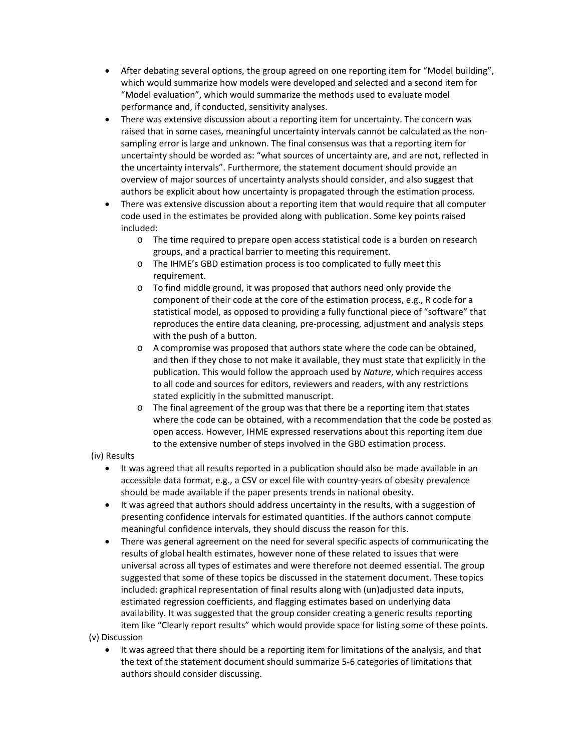- After debating several options, the group agreed on one reporting item for "Model building", which would summarize how models were developed and selected and a second item for "Model evaluation", which would summarize the methods used to evaluate model performance and, if conducted, sensitivity analyses.
- There was extensive discussion about a reporting item for uncertainty. The concern was raised that in some cases, meaningful uncertainty intervals cannot be calculated as the non-sampling error is large and unknown. The final consensus was that a reporting item for uncertainty should be worded as: "what sources of uncertainty are, and are not, reflected in the uncertainty intervals". Furthermore, the statement document should provide an overview of major sources of uncertainty analysts should consider, and also suggest that authors be explicit about how uncertainty is propagated through the estimation process.
- There was extensive discussion about a reporting item that would require that all computer code used in the estimates be provided along with publication. Some key points raised included:
  - The time required to prepare open access statistical code is a burden on research groups, and a practical barrier to meeting this requirement.
  - The IHME's GBD estimation process is too complicated to fully meet this requirement.
  - To find middle ground, it was proposed that authors need only provide the component of their code at the core of the estimation process, e.g., R code for a statistical model, as opposed to providing a fully functional piece of "software" that reproduces the entire data cleaning, pre-processing, adjustment and analysis steps with the push of a button.
  - A compromise was proposed that authors state where the code can be obtained, and then if they chose to not make it available, they must state that explicitly in the publication. This would follow the approach used by *Nature*, which requires access to all code and sources for editors, reviewers and readers, with any restrictions stated explicitly in the submitted manuscript.
  - The final agreement of the group was that there be a reporting item that states where the code can be obtained, with a recommendation that the code be posted as open access. However, IHME expressed reservations about this reporting item due to the extensive number of steps involved in the GBD estimation process.

(iv) Results

- It was agreed that all results reported in a publication should also be made available in an accessible data format, e.g., a CSV or excel file with country-years of obesity prevalence should be made available if the paper presents trends in national obesity.
- It was agreed that authors should address uncertainty in the results, with a suggestion of presenting confidence intervals for estimated quantities. If the authors cannot compute meaningful confidence intervals, they should discuss the reason for this.
- There was general agreement on the need for several specific aspects of communicating the results of global health estimates, however none of these related to issues that were universal across all types of estimates and were therefore not deemed essential. The group suggested that some of these topics be discussed in the statement document. These topics included: graphical representation of final results along with (un)adjusted data inputs, estimated regression coefficients, and flagging estimates based on underlying data availability. It was suggested that the group consider creating a generic results reporting item like "Clearly report results" which would provide space for listing some of these points.

(v) Discussion

- It was agreed that there should be a reporting item for limitations of the analysis, and that the text of the statement document should summarize 5-6 categories of limitations that authors should consider discussing.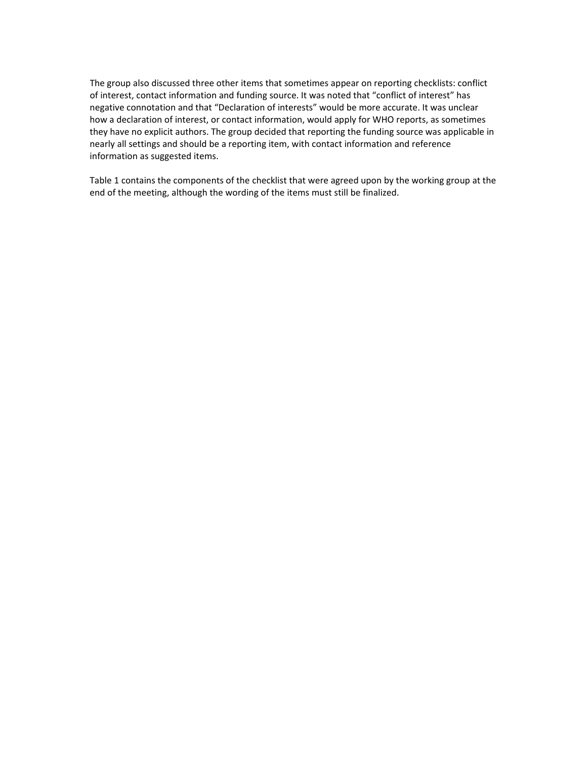The group also discussed three other items that sometimes appear on reporting checklists: conflict of interest, contact information and funding source. It was noted that "conflict of interest" has negative connotation and that "Declaration of interests" would be more accurate. It was unclear how a declaration of interest, or contact information, would apply for WHO reports, as sometimes they have no explicit authors. The group decided that reporting the funding source was applicable in nearly all settings and should be a reporting item, with contact information and reference information as suggested items.

Table 1 contains the components of the checklist that were agreed upon by the working group at the end of the meeting, although the wording of the items must still be finalized.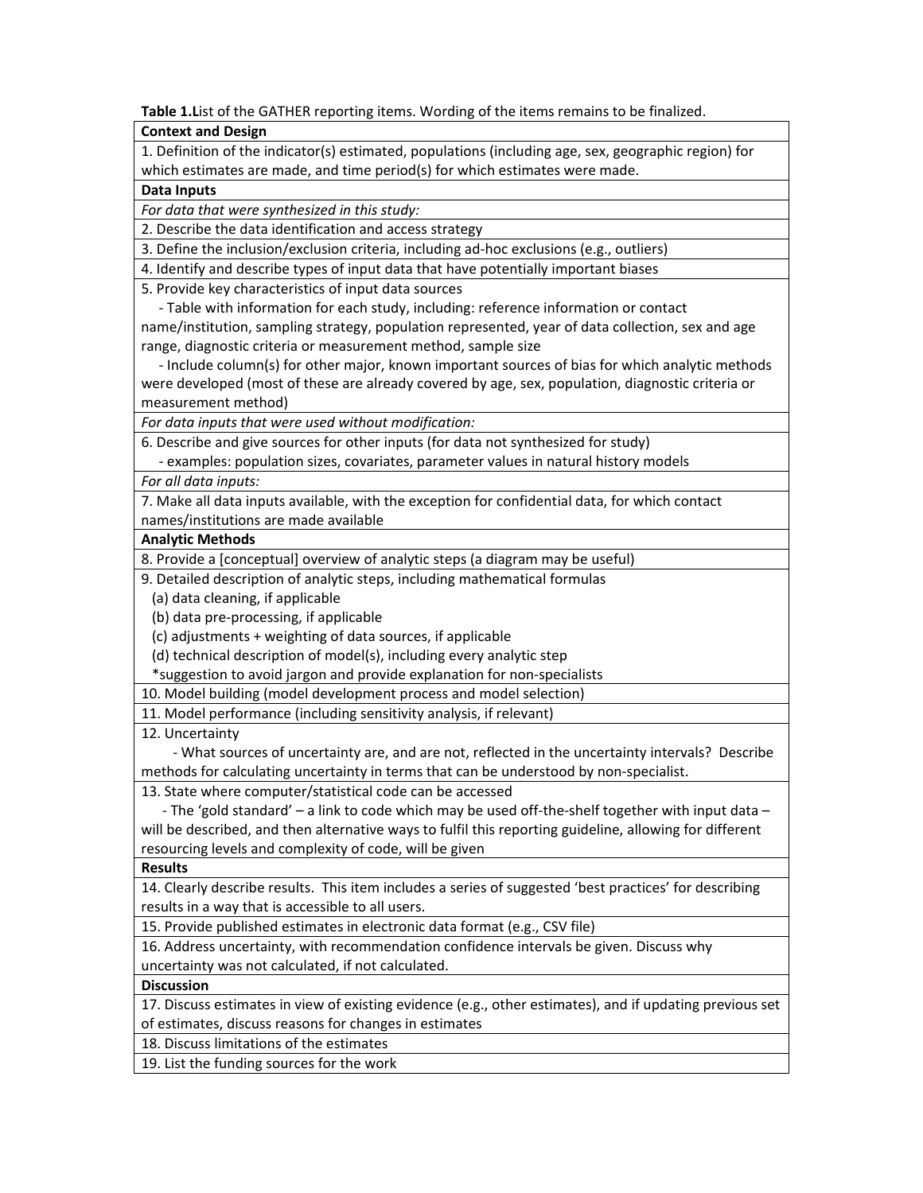**Table 1.L**ist of the GATHER reporting items. Wording of the items remains to be finalized.

| **Context and Design** |
|---|
| 1. Definition of the indicator(s) estimated, populations (including age, sex, geographic region) for which estimates are made, and time period(s) for which estimates were made. |
| **Data Inputs** |
| *For data that were synthesized in this study:* |
| 2. Describe the data identification and access strategy |
| 3. Define the inclusion/exclusion criteria, including ad-hoc exclusions (e.g., outliers) |
| 4. Identify and describe types of input data that have potentially important biases |
| 5. Provide key characteristics of input data sources<br>- Table with information for each study, including: reference information or contact name/institution, sampling strategy, population represented, year of data collection, sex and age range, diagnostic criteria or measurement method, sample size<br>- Include column(s) for other major, known important sources of bias for which analytic methods were developed (most of these are already covered by age, sex, population, diagnostic criteria or measurement method) |
| *For data inputs that were used without modification:* |
| 6. Describe and give sources for other inputs (for data not synthesized for study)<br>- examples: population sizes, covariates, parameter values in natural history models |
| *For all data inputs:* |
| 7. Make all data inputs available, with the exception for confidential data, for which contact names/institutions are made available |
| **Analytic Methods** |
| 8. Provide a [conceptual] overview of analytic steps (a diagram may be useful) |
| 9. Detailed description of analytic steps, including mathematical formulas<br>(a) data cleaning, if applicable<br>(b) data pre-processing, if applicable<br>(c) adjustments + weighting of data sources, if applicable<br>(d) technical description of model(s), including every analytic step<br>*suggestion to avoid jargon and provide explanation for non-specialists |
| 10. Model building (model development process and model selection) |
| 11. Model performance (including sensitivity analysis, if relevant) |
| 12. Uncertainty<br>- What sources of uncertainty are, and are not, reflected in the uncertainty intervals? Describe methods for calculating uncertainty in terms that can be understood by non-specialist. |
| 13. State where computer/statistical code can be accessed<br>- The 'gold standard' – a link to code which may be used off-the-shelf together with input data – will be described, and then alternative ways to fulfil this reporting guideline, allowing for different resourcing levels and complexity of code, will be given |
| **Results** |
| 14. Clearly describe results. This item includes a series of suggested 'best practices' for describing results in a way that is accessible to all users. |
| 15. Provide published estimates in electronic data format (e.g., CSV file) |
| 16. Address uncertainty, with recommendation confidence intervals be given. Discuss why uncertainty was not calculated, if not calculated. |
| **Discussion** |
| 17. Discuss estimates in view of existing evidence (e.g., other estimates), and if updating previous set of estimates, discuss reasons for changes in estimates |
| 18. Discuss limitations of the estimates |
| 19. List the funding sources for the work |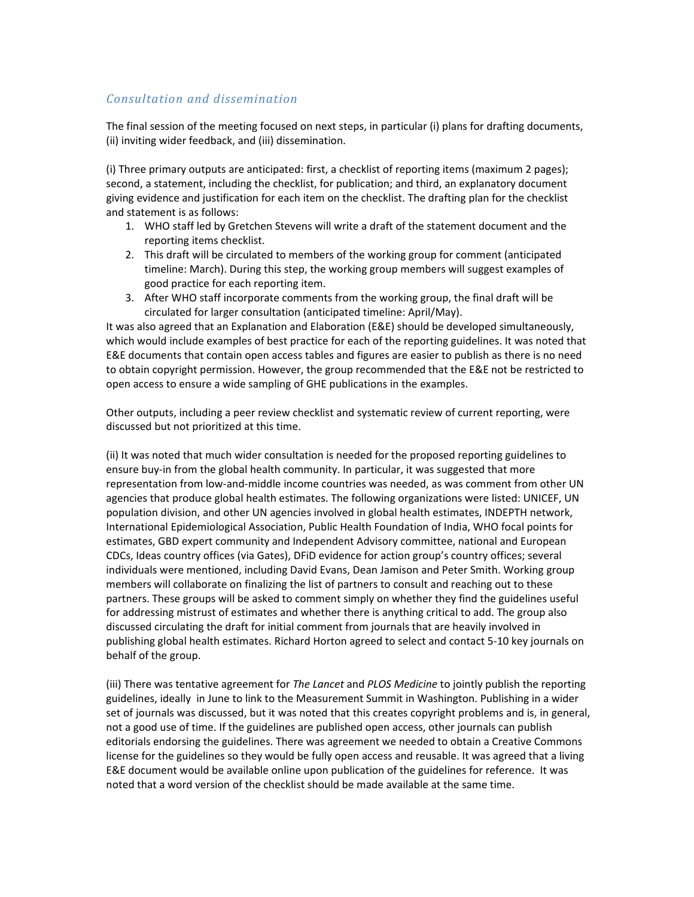### *Consultation and dissemination*

The final session of the meeting focused on next steps, in particular (i) plans for drafting documents, (ii) inviting wider feedback, and (iii) dissemination.

(i) Three primary outputs are anticipated: first, a checklist of reporting items (maximum 2 pages); second, a statement, including the checklist, for publication; and third, an explanatory document giving evidence and justification for each item on the checklist. The drafting plan for the checklist and statement is as follows:

1. WHO staff led by Gretchen Stevens will write a draft of the statement document and the reporting items checklist.
2. This draft will be circulated to members of the working group for comment (anticipated timeline: March). During this step, the working group members will suggest examples of good practice for each reporting item.
3. After WHO staff incorporate comments from the working group, the final draft will be circulated for larger consultation (anticipated timeline: April/May).

It was also agreed that an Explanation and Elaboration (E&E) should be developed simultaneously, which would include examples of best practice for each of the reporting guidelines. It was noted that E&E documents that contain open access tables and figures are easier to publish as there is no need to obtain copyright permission. However, the group recommended that the E&E not be restricted to open access to ensure a wide sampling of GHE publications in the examples.

Other outputs, including a peer review checklist and systematic review of current reporting, were discussed but not prioritized at this time.

(ii) It was noted that much wider consultation is needed for the proposed reporting guidelines to ensure buy-in from the global health community. In particular, it was suggested that more representation from low-and-middle income countries was needed, as was comment from other UN agencies that produce global health estimates. The following organizations were listed: UNICEF, UN population division, and other UN agencies involved in global health estimates, INDEPTH network, International Epidemiological Association, Public Health Foundation of India, WHO focal points for estimates, GBD expert community and Independent Advisory committee, national and European CDCs, Ideas country offices (via Gates), DFiD evidence for action group's country offices; several individuals were mentioned, including David Evans, Dean Jamison and Peter Smith. Working group members will collaborate on finalizing the list of partners to consult and reaching out to these partners. These groups will be asked to comment simply on whether they find the guidelines useful for addressing mistrust of estimates and whether there is anything critical to add. The group also discussed circulating the draft for initial comment from journals that are heavily involved in publishing global health estimates. Richard Horton agreed to select and contact 5-10 key journals on behalf of the group.

(iii) There was tentative agreement for *The Lancet* and *PLOS Medicine* to jointly publish the reporting guidelines, ideally in June to link to the Measurement Summit in Washington. Publishing in a wider set of journals was discussed, but it was noted that this creates copyright problems and is, in general, not a good use of time. If the guidelines are published open access, other journals can publish editorials endorsing the guidelines. There was agreement we needed to obtain a Creative Commons license for the guidelines so they would be fully open access and reusable. It was agreed that a living E&E document would be available online upon publication of the guidelines for reference. It was noted that a word version of the checklist should be made available at the same time.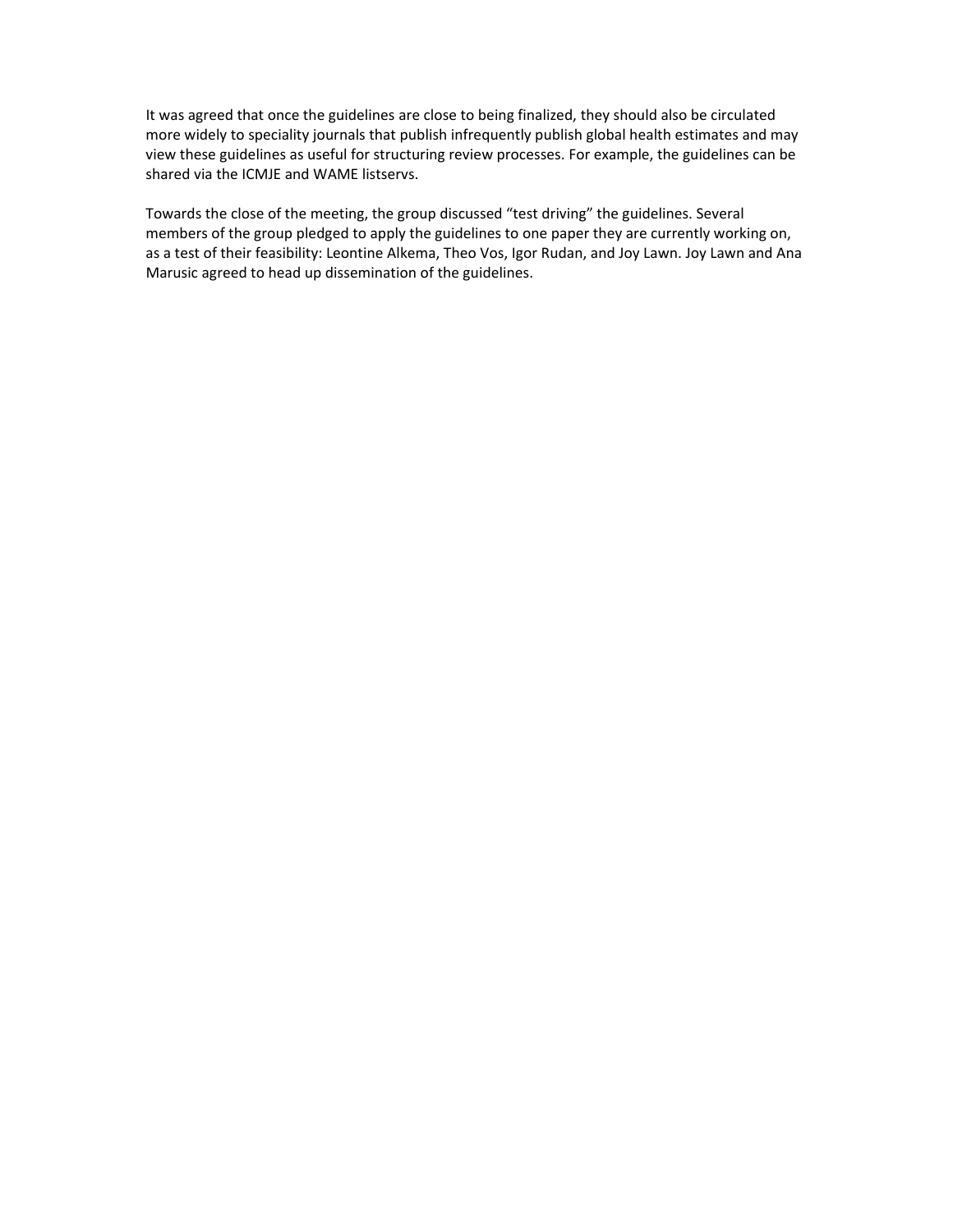It was agreed that once the guidelines are close to being finalized, they should also be circulated more widely to speciality journals that publish infrequently publish global health estimates and may view these guidelines as useful for structuring review processes. For example, the guidelines can be shared via the ICMJE and WAME listservs.

Towards the close of the meeting, the group discussed "test driving" the guidelines. Several members of the group pledged to apply the guidelines to one paper they are currently working on, as a test of their feasibility: Leontine Alkema, Theo Vos, Igor Rudan, and Joy Lawn. Joy Lawn and Ana Marusic agreed to head up dissemination of the guidelines.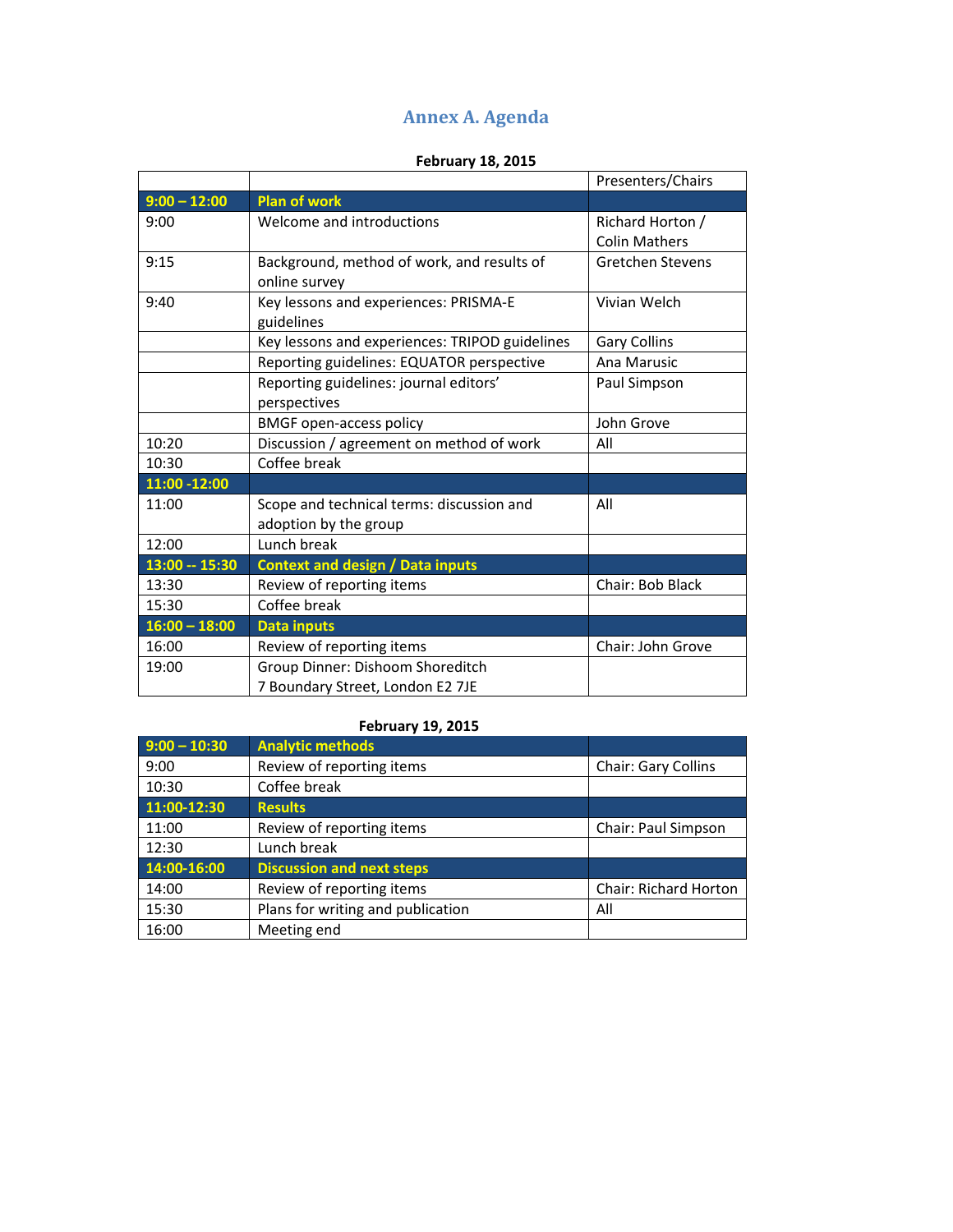# Annex A. Agenda

**February 18, 2015**

| | | Presenters/Chairs |
|---|---|---|
| **9:00 – 12:00** | **Plan of work** | |
| 9:00 | Welcome and introductions | Richard Horton / Colin Mathers |
| 9:15 | Background, method of work, and results of online survey | Gretchen Stevens |
| 9:40 | Key lessons and experiences: PRISMA-E guidelines | Vivian Welch |
| | Key lessons and experiences: TRIPOD guidelines | Gary Collins |
| | Reporting guidelines: EQUATOR perspective | Ana Marusic |
| | Reporting guidelines: journal editors' perspectives | Paul Simpson |
| | BMGF open-access policy | John Grove |
| 10:20 | Discussion / agreement on method of work | All |
| 10:30 | Coffee break | |
| **11:00 -12:00** | | |
| 11:00 | Scope and technical terms: discussion and adoption by the group | All |
| 12:00 | Lunch break | |
| **13:00 -- 15:30** | **Context and design / Data inputs** | |
| 13:30 | Review of reporting items | Chair: Bob Black |
| 15:30 | Coffee break | |
| **16:00 – 18:00** | **Data inputs** | |
| 16:00 | Review of reporting items | Chair: John Grove |
| 19:00 | Group Dinner: Dishoom Shoreditch<br>7 Boundary Street, London E2 7JE | |

**February 19, 2015**

| | | |
|---|---|---|
| **9:00 – 10:30** | **Analytic methods** | |
| 9:00 | Review of reporting items | Chair: Gary Collins |
| 10:30 | Coffee break | |
| **11:00-12:30** | **Results** | |
| 11:00 | Review of reporting items | Chair: Paul Simpson |
| 12:30 | Lunch break | |
| **14:00-16:00** | **Discussion and next steps** | |
| 14:00 | Review of reporting items | Chair: Richard Horton |
| 15:30 | Plans for writing and publication | All |
| 16:00 | Meeting end | |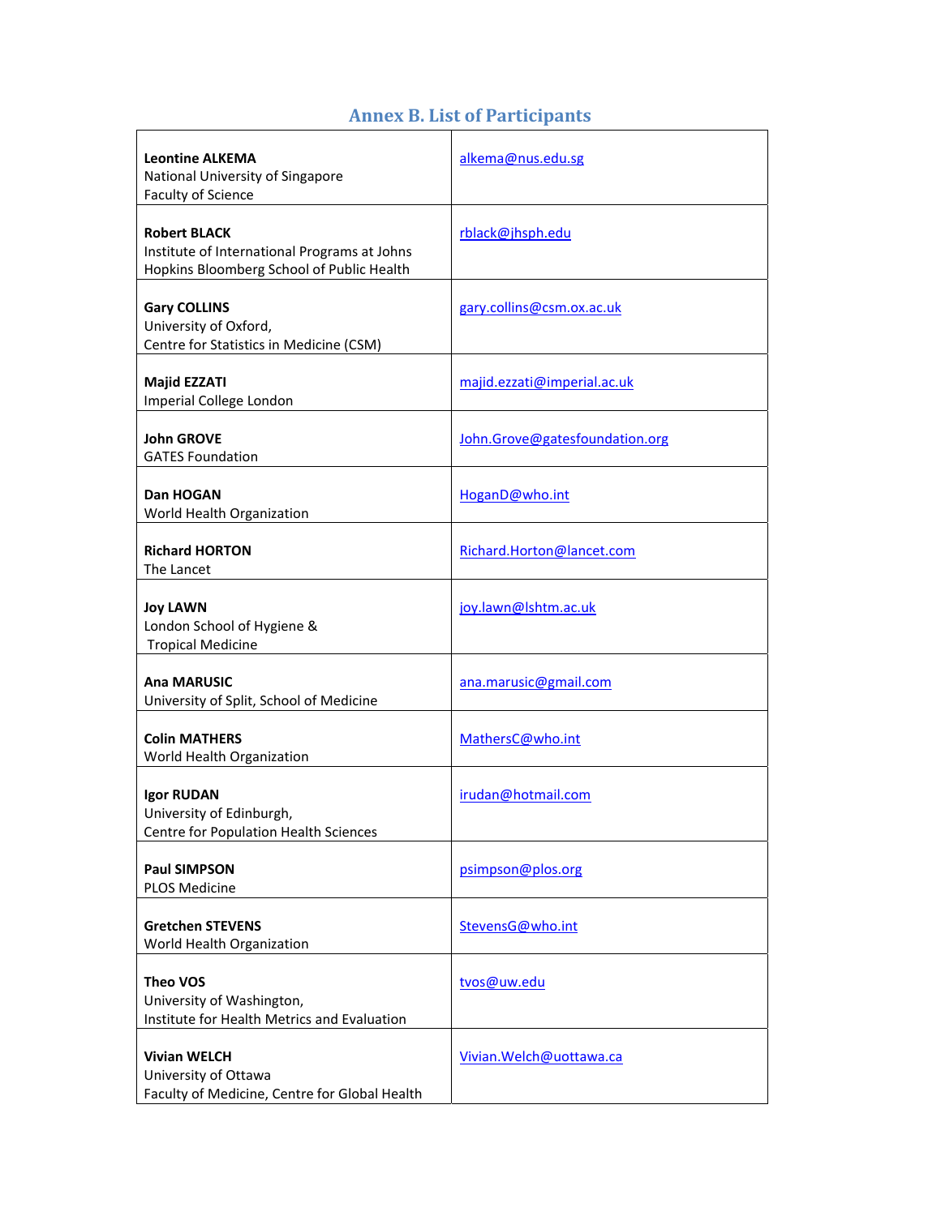## Annex B. List of Participants

| | |
|---|---|
| **Leontine ALKEMA**<br>National University of Singapore<br>Faculty of Science | alkema@nus.edu.sg |
| **Robert BLACK**<br>Institute of International Programs at Johns Hopkins Bloomberg School of Public Health | rblack@jhsph.edu |
| **Gary COLLINS**<br>University of Oxford,<br>Centre for Statistics in Medicine (CSM) | gary.collins@csm.ox.ac.uk |
| **Majid EZZATI**<br>Imperial College London | majid.ezzati@imperial.ac.uk |
| **John GROVE**<br>GATES Foundation | John.Grove@gatesfoundation.org |
| **Dan HOGAN**<br>World Health Organization | HoganD@who.int |
| **Richard HORTON**<br>The Lancet | Richard.Horton@lancet.com |
| **Joy LAWN**<br>London School of Hygiene &<br>Tropical Medicine | joy.lawn@lshtm.ac.uk |
| **Ana MARUSIC**<br>University of Split, School of Medicine | ana.marusic@gmail.com |
| **Colin MATHERS**<br>World Health Organization | MathersC@who.int |
| **Igor RUDAN**<br>University of Edinburgh,<br>Centre for Population Health Sciences | irudan@hotmail.com |
| **Paul SIMPSON**<br>PLOS Medicine | psimpson@plos.org |
| **Gretchen STEVENS**<br>World Health Organization | StevensG@who.int |
| **Theo VOS**<br>University of Washington,<br>Institute for Health Metrics and Evaluation | tvos@uw.edu |
| **Vivian WELCH**<br>University of Ottawa<br>Faculty of Medicine, Centre for Global Health | Vivian.Welch@uottawa.ca |